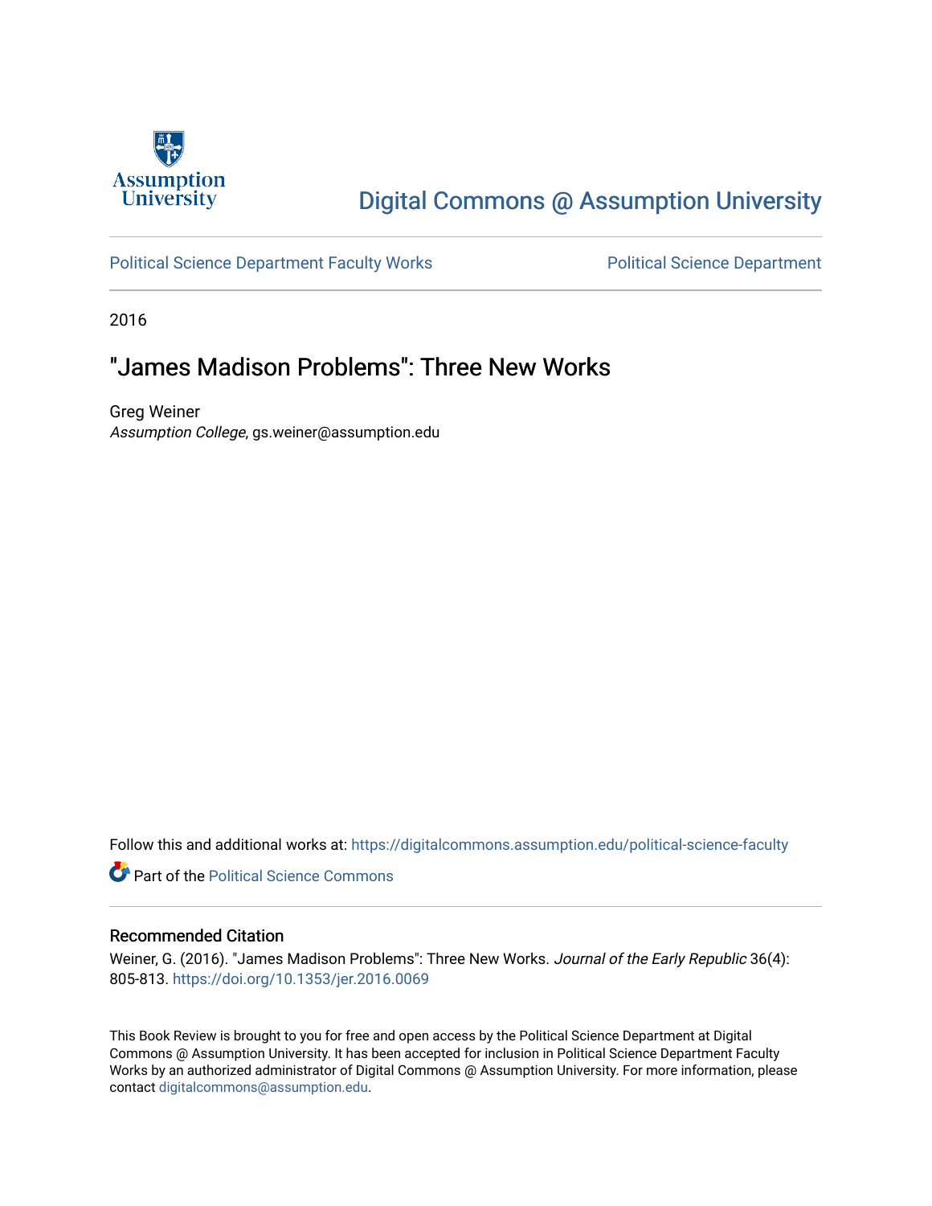Assumption University

# Digital Commons @ Assumption University

Political Science Department Faculty Works | Political Science Department

2016

## "James Madison Problems": Three New Works

Greg Weiner
*Assumption College*, gs.weiner@assumption.edu

Follow this and additional works at: https://digitalcommons.assumption.edu/political-science-faculty

Part of the Political Science Commons

### Recommended Citation

Weiner, G. (2016). "James Madison Problems": Three New Works. *Journal of the Early Republic* 36(4): 805-813. https://doi.org/10.1353/jer.2016.0069

This Book Review is brought to you for free and open access by the Political Science Department at Digital Commons @ Assumption University. It has been accepted for inclusion in Political Science Department Faculty Works by an authorized administrator of Digital Commons @ Assumption University. For more information, please contact digitalcommons@assumption.edu.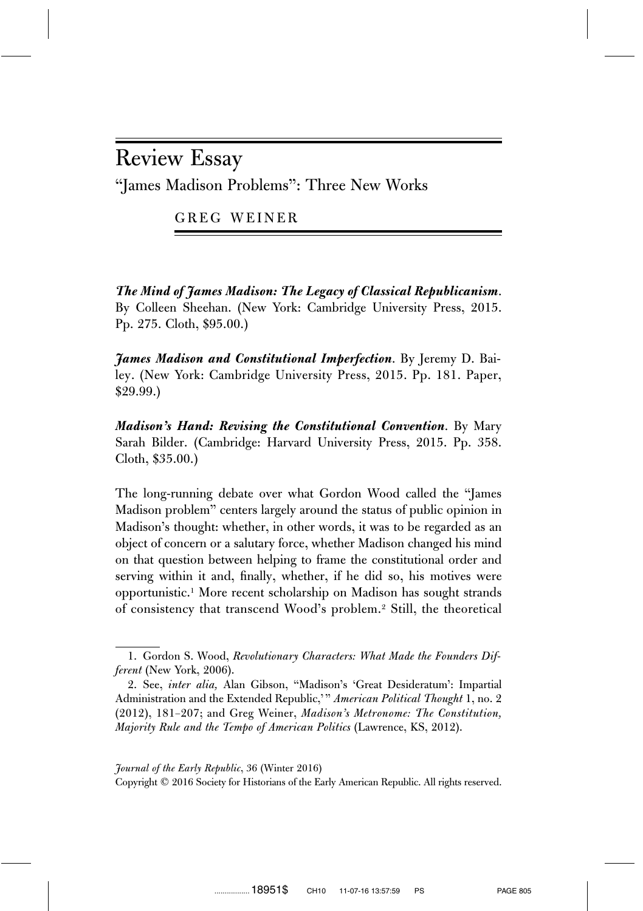# Review Essay

## "James Madison Problems": Three New Works

GREG WEINER

***The Mind of James Madison: The Legacy of Classical Republicanism***. By Colleen Sheehan. (New York: Cambridge University Press, 2015. Pp. 275. Cloth, $95.00.)

***James Madison and Constitutional Imperfection***. By Jeremy D. Bailey. (New York: Cambridge University Press, 2015. Pp. 181. Paper, $29.99.)

***Madison's Hand: Revising the Constitutional Convention***. By Mary Sarah Bilder. (Cambridge: Harvard University Press, 2015. Pp. 358. Cloth, $35.00.)

The long-running debate over what Gordon Wood called the "James Madison problem" centers largely around the status of public opinion in Madison's thought: whether, in other words, it was to be regarded as an object of concern or a salutary force, whether Madison changed his mind on that question between helping to frame the constitutional order and serving within it and, finally, whether, if he did so, his motives were opportunistic.[1] More recent scholarship on Madison has sought strands of consistency that transcend Wood's problem.[2] Still, the theoretical

---

1. Gordon S. Wood, *Revolutionary Characters: What Made the Founders Different* (New York, 2006).

2. See, *inter alia,* Alan Gibson, "Madison's 'Great Desideratum': Impartial Administration and the Extended Republic,'" *American Political Thought* 1, no. 2 (2012), 181–207; and Greg Weiner, *Madison's Metronome: The Constitution, Majority Rule and the Tempo of American Politics* (Lawrence, KS, 2012).

*Journal of the Early Republic*, 36 (Winter 2016)
Copyright © 2016 Society for Historians of the Early American Republic. All rights reserved.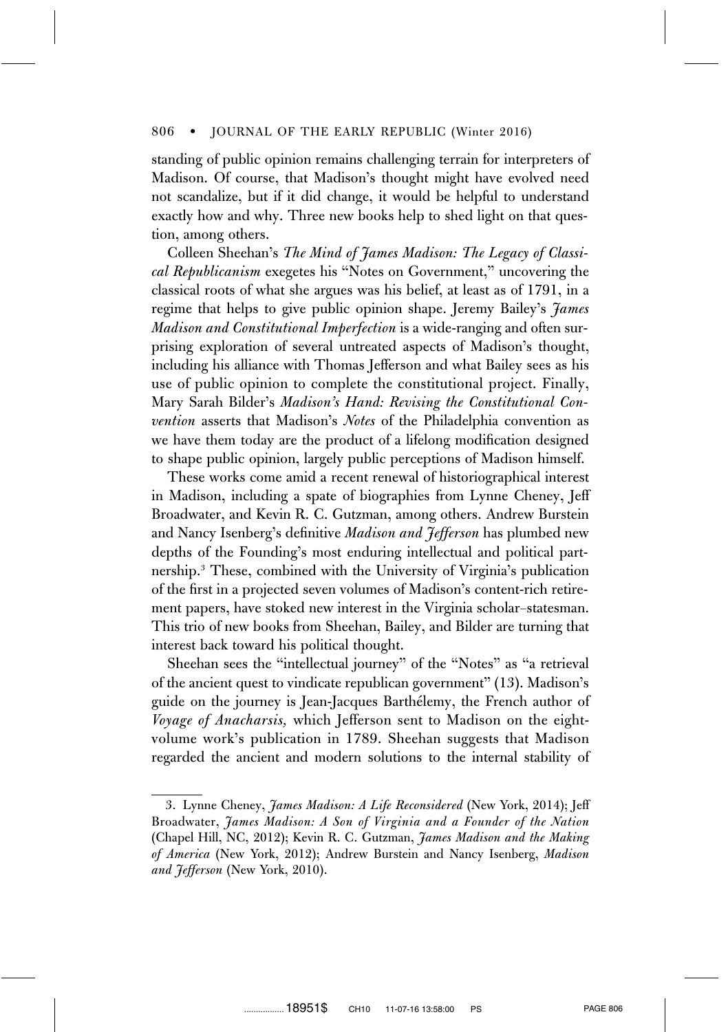standing of public opinion remains challenging terrain for interpreters of Madison. Of course, that Madison's thought might have evolved need not scandalize, but if it did change, it would be helpful to understand exactly how and why. Three new books help to shed light on that question, among others.

Colleen Sheehan's *The Mind of James Madison: The Legacy of Classical Republicanism* exegetes his "Notes on Government," uncovering the classical roots of what she argues was his belief, at least as of 1791, in a regime that helps to give public opinion shape. Jeremy Bailey's *James Madison and Constitutional Imperfection* is a wide-ranging and often surprising exploration of several untreated aspects of Madison's thought, including his alliance with Thomas Jefferson and what Bailey sees as his use of public opinion to complete the constitutional project. Finally, Mary Sarah Bilder's *Madison's Hand: Revising the Constitutional Convention* asserts that Madison's *Notes* of the Philadelphia convention as we have them today are the product of a lifelong modification designed to shape public opinion, largely public perceptions of Madison himself.

These works come amid a recent renewal of historiographical interest in Madison, including a spate of biographies from Lynne Cheney, Jeff Broadwater, and Kevin R. C. Gutzman, among others. Andrew Burstein and Nancy Isenberg's definitive *Madison and Jefferson* has plumbed new depths of the Founding's most enduring intellectual and political partnership.[3] These, combined with the University of Virginia's publication of the first in a projected seven volumes of Madison's content-rich retirement papers, have stoked new interest in the Virginia scholar–statesman. This trio of new books from Sheehan, Bailey, and Bilder are turning that interest back toward his political thought.

Sheehan sees the "intellectual journey" of the "Notes" as "a retrieval of the ancient quest to vindicate republican government" (13). Madison's guide on the journey is Jean-Jacques Barthélemy, the French author of *Voyage of Anacharsis,* which Jefferson sent to Madison on the eight-volume work's publication in 1789. Sheehan suggests that Madison regarded the ancient and modern solutions to the internal stability of

3. Lynne Cheney, *James Madison: A Life Reconsidered* (New York, 2014); Jeff Broadwater, *James Madison: A Son of Virginia and a Founder of the Nation* (Chapel Hill, NC, 2012); Kevin R. C. Gutzman, *James Madison and the Making of America* (New York, 2012); Andrew Burstein and Nancy Isenberg, *Madison and Jefferson* (New York, 2010).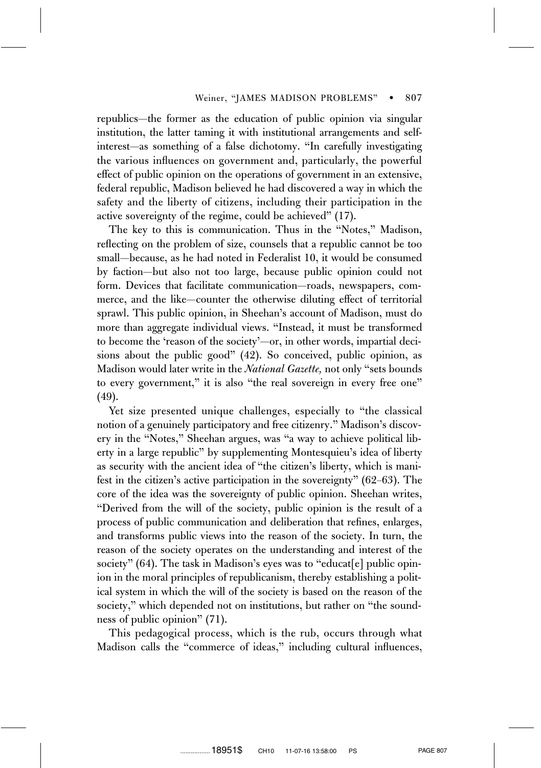republics—the former as the education of public opinion via singular institution, the latter taming it with institutional arrangements and self-interest—as something of a false dichotomy. "In carefully investigating the various influences on government and, particularly, the powerful effect of public opinion on the operations of government in an extensive, federal republic, Madison believed he had discovered a way in which the safety and the liberty of citizens, including their participation in the active sovereignty of the regime, could be achieved" (17).

The key to this is communication. Thus in the "Notes," Madison, reflecting on the problem of size, counsels that a republic cannot be too small—because, as he had noted in Federalist 10, it would be consumed by faction—but also not too large, because public opinion could not form. Devices that facilitate communication—roads, newspapers, commerce, and the like—counter the otherwise diluting effect of territorial sprawl. This public opinion, in Sheehan's account of Madison, must do more than aggregate individual views. "Instead, it must be transformed to become the 'reason of the society'—or, in other words, impartial decisions about the public good" (42). So conceived, public opinion, as Madison would later write in the *National Gazette,* not only "sets bounds to every government," it is also "the real sovereign in every free one" (49).

Yet size presented unique challenges, especially to "the classical notion of a genuinely participatory and free citizenry." Madison's discovery in the "Notes," Sheehan argues, was "a way to achieve political liberty in a large republic" by supplementing Montesquieu's idea of liberty as security with the ancient idea of "the citizen's liberty, which is manifest in the citizen's active participation in the sovereignty" (62–63). The core of the idea was the sovereignty of public opinion. Sheehan writes, "Derived from the will of the society, public opinion is the result of a process of public communication and deliberation that refines, enlarges, and transforms public views into the reason of the society. In turn, the reason of the society operates on the understanding and interest of the society" (64). The task in Madison's eyes was to "educat[e] public opinion in the moral principles of republicanism, thereby establishing a political system in which the will of the society is based on the reason of the society," which depended not on institutions, but rather on "the soundness of public opinion" (71).

This pedagogical process, which is the rub, occurs through what Madison calls the "commerce of ideas," including cultural influences,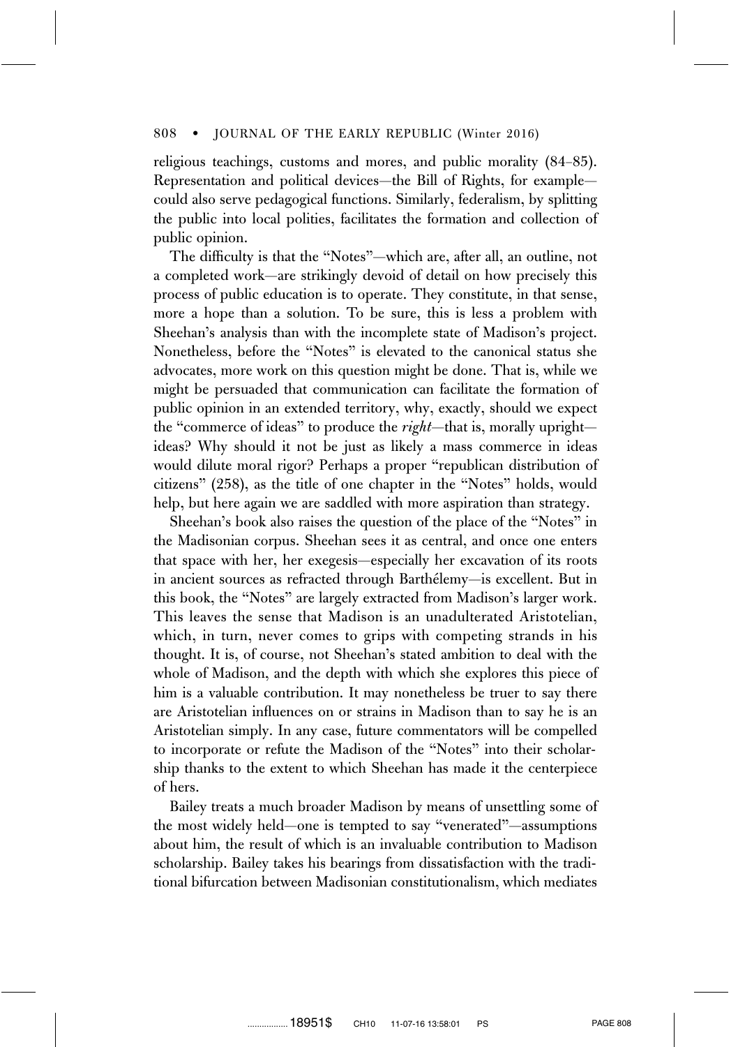religious teachings, customs and mores, and public morality (84–85). Representation and political devices—the Bill of Rights, for example—could also serve pedagogical functions. Similarly, federalism, by splitting the public into local polities, facilitates the formation and collection of public opinion.

The difficulty is that the "Notes"—which are, after all, an outline, not a completed work—are strikingly devoid of detail on how precisely this process of public education is to operate. They constitute, in that sense, more a hope than a solution. To be sure, this is less a problem with Sheehan's analysis than with the incomplete state of Madison's project. Nonetheless, before the "Notes" is elevated to the canonical status she advocates, more work on this question might be done. That is, while we might be persuaded that communication can facilitate the formation of public opinion in an extended territory, why, exactly, should we expect the "commerce of ideas" to produce the *right*—that is, morally upright—ideas? Why should it not be just as likely a mass commerce in ideas would dilute moral rigor? Perhaps a proper "republican distribution of citizens" (258), as the title of one chapter in the "Notes" holds, would help, but here again we are saddled with more aspiration than strategy.

Sheehan's book also raises the question of the place of the "Notes" in the Madisonian corpus. Sheehan sees it as central, and once one enters that space with her, her exegesis—especially her excavation of its roots in ancient sources as refracted through Barthélemy—is excellent. But in this book, the "Notes" are largely extracted from Madison's larger work. This leaves the sense that Madison is an unadulterated Aristotelian, which, in turn, never comes to grips with competing strands in his thought. It is, of course, not Sheehan's stated ambition to deal with the whole of Madison, and the depth with which she explores this piece of him is a valuable contribution. It may nonetheless be truer to say there are Aristotelian influences on or strains in Madison than to say he is an Aristotelian simply. In any case, future commentators will be compelled to incorporate or refute the Madison of the "Notes" into their scholarship thanks to the extent to which Sheehan has made it the centerpiece of hers.

Bailey treats a much broader Madison by means of unsettling some of the most widely held—one is tempted to say "venerated"—assumptions about him, the result of which is an invaluable contribution to Madison scholarship. Bailey takes his bearings from dissatisfaction with the traditional bifurcation between Madisonian constitutionalism, which mediates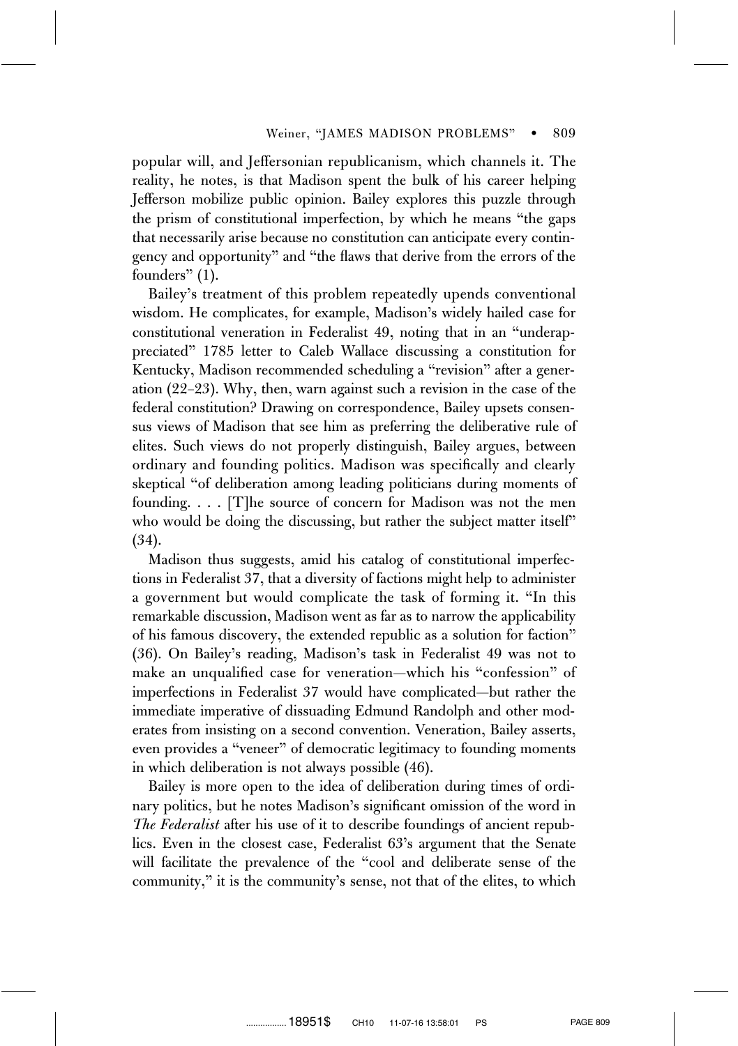popular will, and Jeffersonian republicanism, which channels it. The reality, he notes, is that Madison spent the bulk of his career helping Jefferson mobilize public opinion. Bailey explores this puzzle through the prism of constitutional imperfection, by which he means "the gaps that necessarily arise because no constitution can anticipate every contingency and opportunity" and "the flaws that derive from the errors of the founders" (1).

Bailey's treatment of this problem repeatedly upends conventional wisdom. He complicates, for example, Madison's widely hailed case for constitutional veneration in Federalist 49, noting that in an "underappreciated" 1785 letter to Caleb Wallace discussing a constitution for Kentucky, Madison recommended scheduling a "revision" after a generation (22–23). Why, then, warn against such a revision in the case of the federal constitution? Drawing on correspondence, Bailey upsets consensus views of Madison that see him as preferring the deliberative rule of elites. Such views do not properly distinguish, Bailey argues, between ordinary and founding politics. Madison was specifically and clearly skeptical "of deliberation among leading politicians during moments of founding. . . . [T]he source of concern for Madison was not the men who would be doing the discussing, but rather the subject matter itself" (34).

Madison thus suggests, amid his catalog of constitutional imperfections in Federalist 37, that a diversity of factions might help to administer a government but would complicate the task of forming it. "In this remarkable discussion, Madison went as far as to narrow the applicability of his famous discovery, the extended republic as a solution for faction" (36). On Bailey's reading, Madison's task in Federalist 49 was not to make an unqualified case for veneration—which his "confession" of imperfections in Federalist 37 would have complicated—but rather the immediate imperative of dissuading Edmund Randolph and other moderates from insisting on a second convention. Veneration, Bailey asserts, even provides a "veneer" of democratic legitimacy to founding moments in which deliberation is not always possible (46).

Bailey is more open to the idea of deliberation during times of ordinary politics, but he notes Madison's significant omission of the word in *The Federalist* after his use of it to describe foundings of ancient republics. Even in the closest case, Federalist 63's argument that the Senate will facilitate the prevalence of the "cool and deliberate sense of the community," it is the community's sense, not that of the elites, to which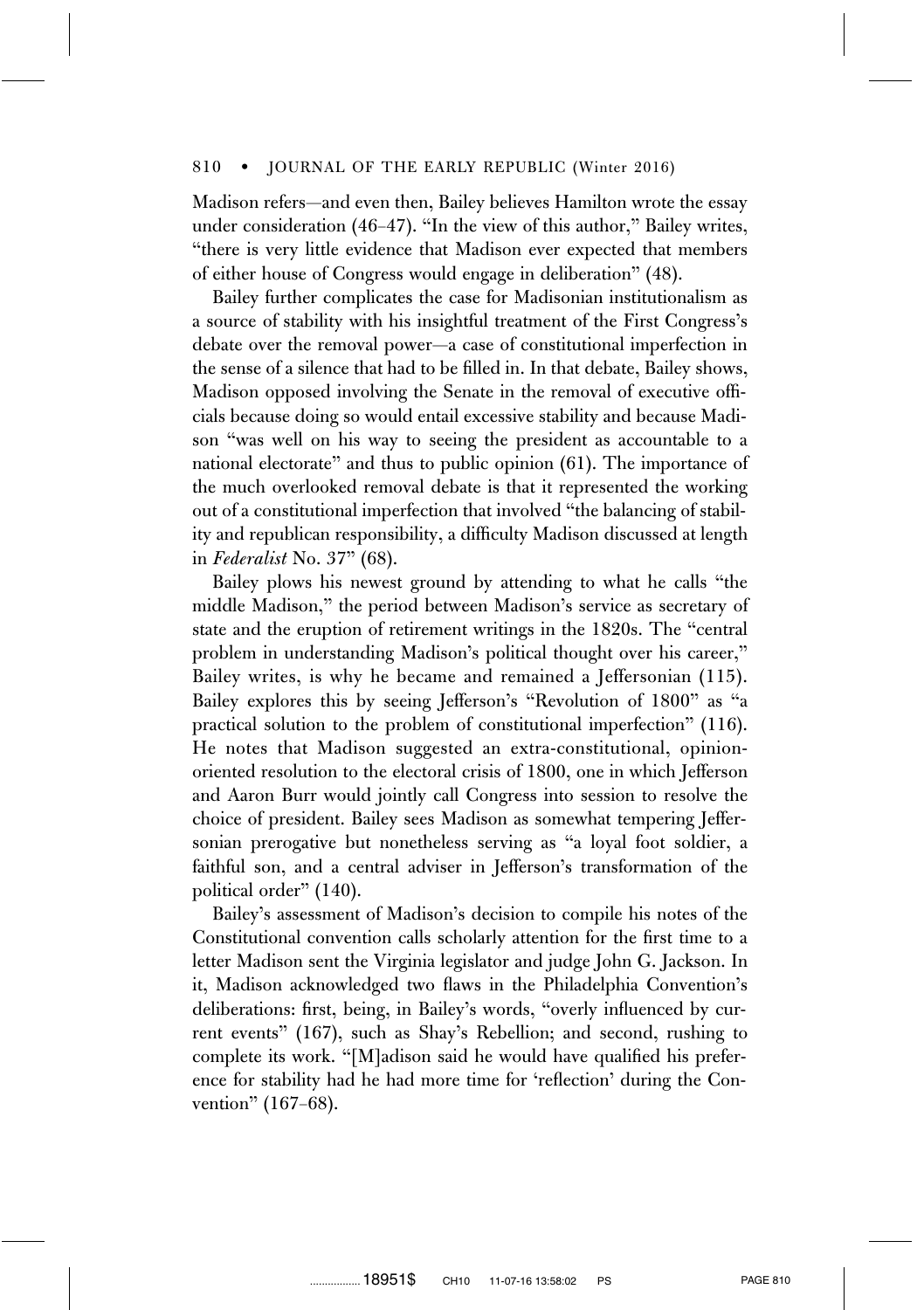Madison refers—and even then, Bailey believes Hamilton wrote the essay under consideration (46–47). "In the view of this author," Bailey writes, "there is very little evidence that Madison ever expected that members of either house of Congress would engage in deliberation" (48).

Bailey further complicates the case for Madisonian institutionalism as a source of stability with his insightful treatment of the First Congress's debate over the removal power—a case of constitutional imperfection in the sense of a silence that had to be filled in. In that debate, Bailey shows, Madison opposed involving the Senate in the removal of executive officials because doing so would entail excessive stability and because Madison "was well on his way to seeing the president as accountable to a national electorate" and thus to public opinion (61). The importance of the much overlooked removal debate is that it represented the working out of a constitutional imperfection that involved "the balancing of stability and republican responsibility, a difficulty Madison discussed at length in *Federalist* No. 37" (68).

Bailey plows his newest ground by attending to what he calls "the middle Madison," the period between Madison's service as secretary of state and the eruption of retirement writings in the 1820s. The "central problem in understanding Madison's political thought over his career," Bailey writes, is why he became and remained a Jeffersonian (115). Bailey explores this by seeing Jefferson's "Revolution of 1800" as "a practical solution to the problem of constitutional imperfection" (116). He notes that Madison suggested an extra-constitutional, opinion-oriented resolution to the electoral crisis of 1800, one in which Jefferson and Aaron Burr would jointly call Congress into session to resolve the choice of president. Bailey sees Madison as somewhat tempering Jeffersonian prerogative but nonetheless serving as "a loyal foot soldier, a faithful son, and a central adviser in Jefferson's transformation of the political order" (140).

Bailey's assessment of Madison's decision to compile his notes of the Constitutional convention calls scholarly attention for the first time to a letter Madison sent the Virginia legislator and judge John G. Jackson. In it, Madison acknowledged two flaws in the Philadelphia Convention's deliberations: first, being, in Bailey's words, "overly influenced by current events" (167), such as Shay's Rebellion; and second, rushing to complete its work. "[M]adison said he would have qualified his preference for stability had he had more time for 'reflection' during the Convention" (167–68).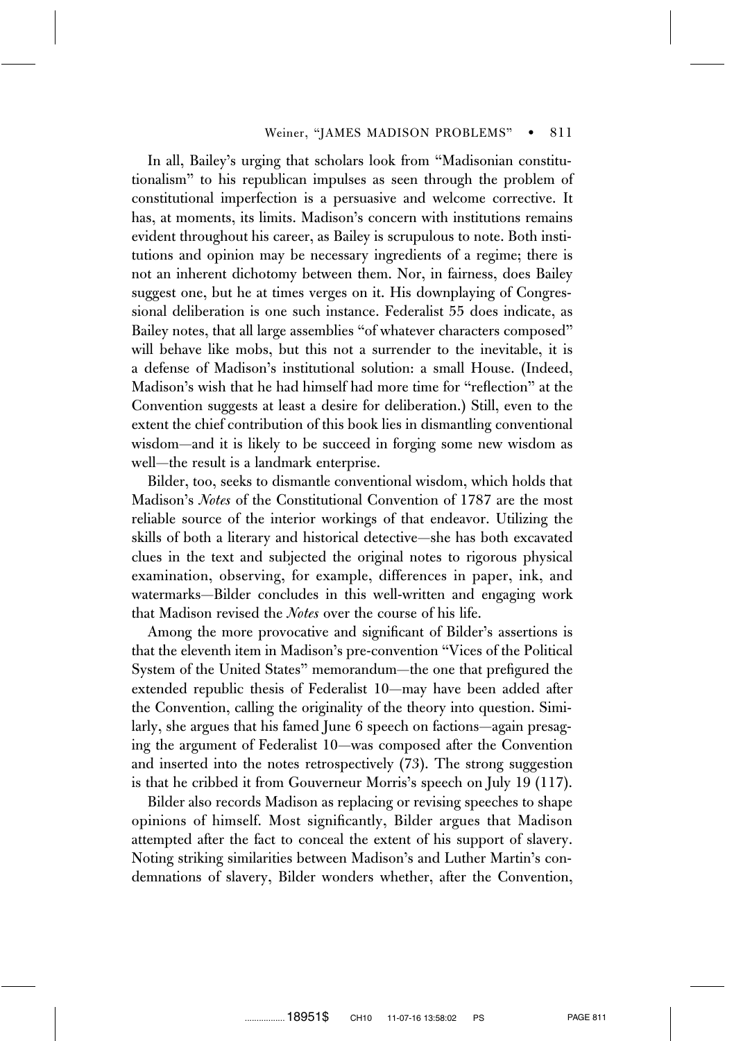In all, Bailey's urging that scholars look from "Madisonian constitutionalism" to his republican impulses as seen through the problem of constitutional imperfection is a persuasive and welcome corrective. It has, at moments, its limits. Madison's concern with institutions remains evident throughout his career, as Bailey is scrupulous to note. Both institutions and opinion may be necessary ingredients of a regime; there is not an inherent dichotomy between them. Nor, in fairness, does Bailey suggest one, but he at times verges on it. His downplaying of Congressional deliberation is one such instance. Federalist 55 does indicate, as Bailey notes, that all large assemblies "of whatever characters composed" will behave like mobs, but this not a surrender to the inevitable, it is a defense of Madison's institutional solution: a small House. (Indeed, Madison's wish that he had himself had more time for "reflection" at the Convention suggests at least a desire for deliberation.) Still, even to the extent the chief contribution of this book lies in dismantling conventional wisdom—and it is likely to be succeed in forging some new wisdom as well—the result is a landmark enterprise.

Bilder, too, seeks to dismantle conventional wisdom, which holds that Madison's *Notes* of the Constitutional Convention of 1787 are the most reliable source of the interior workings of that endeavor. Utilizing the skills of both a literary and historical detective—she has both excavated clues in the text and subjected the original notes to rigorous physical examination, observing, for example, differences in paper, ink, and watermarks—Bilder concludes in this well-written and engaging work that Madison revised the *Notes* over the course of his life.

Among the more provocative and significant of Bilder's assertions is that the eleventh item in Madison's pre-convention "Vices of the Political System of the United States" memorandum—the one that prefigured the extended republic thesis of Federalist 10—may have been added after the Convention, calling the originality of the theory into question. Similarly, she argues that his famed June 6 speech on factions—again presaging the argument of Federalist 10—was composed after the Convention and inserted into the notes retrospectively (73). The strong suggestion is that he cribbed it from Gouverneur Morris's speech on July 19 (117).

Bilder also records Madison as replacing or revising speeches to shape opinions of himself. Most significantly, Bilder argues that Madison attempted after the fact to conceal the extent of his support of slavery. Noting striking similarities between Madison's and Luther Martin's condemnations of slavery, Bilder wonders whether, after the Convention,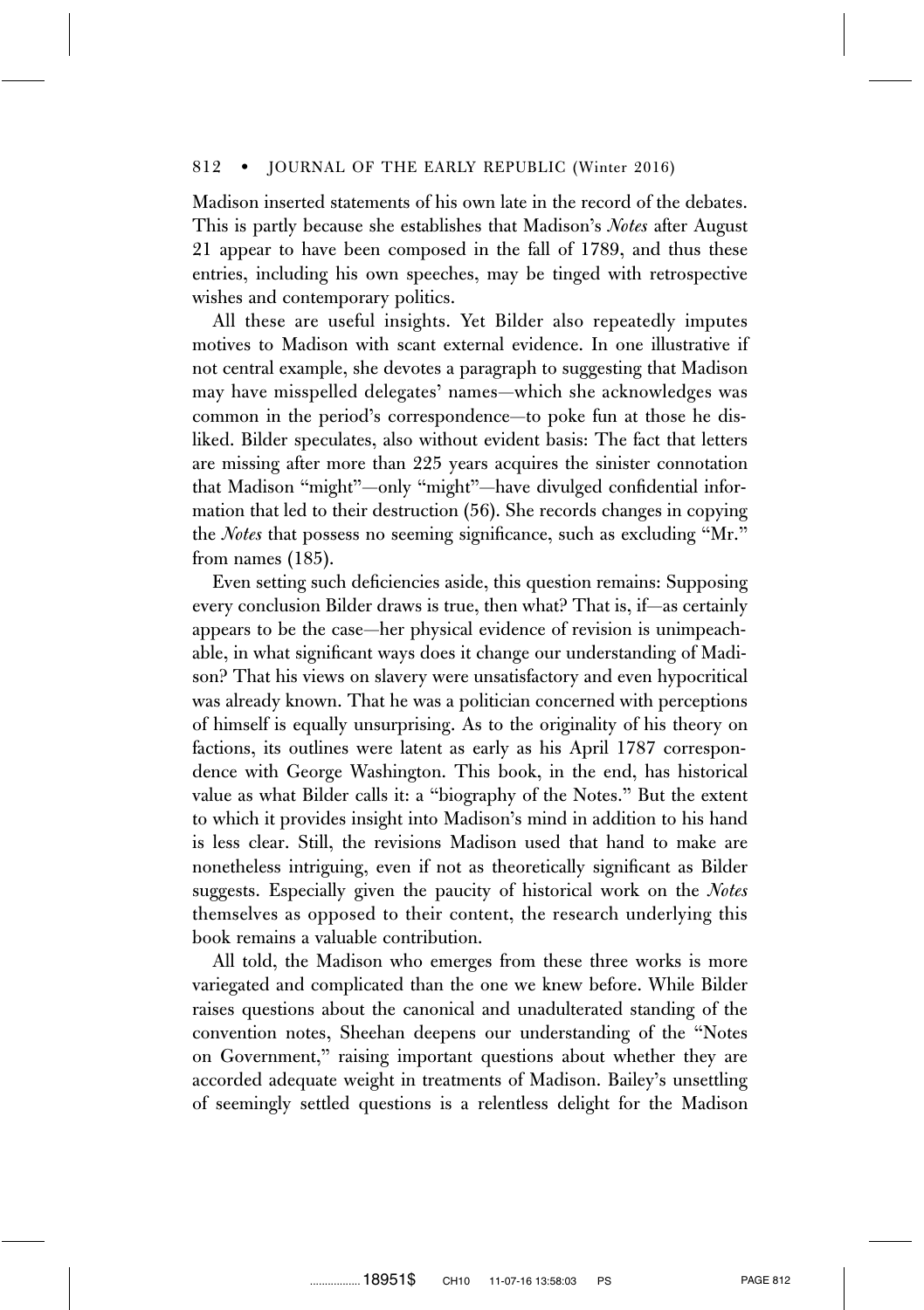Madison inserted statements of his own late in the record of the debates. This is partly because she establishes that Madison's *Notes* after August 21 appear to have been composed in the fall of 1789, and thus these entries, including his own speeches, may be tinged with retrospective wishes and contemporary politics.

All these are useful insights. Yet Bilder also repeatedly imputes motives to Madison with scant external evidence. In one illustrative if not central example, she devotes a paragraph to suggesting that Madison may have misspelled delegates' names—which she acknowledges was common in the period's correspondence—to poke fun at those he disliked. Bilder speculates, also without evident basis: The fact that letters are missing after more than 225 years acquires the sinister connotation that Madison "might"—only "might"—have divulged confidential information that led to their destruction (56). She records changes in copying the *Notes* that possess no seeming significance, such as excluding "Mr." from names (185).

Even setting such deficiencies aside, this question remains: Supposing every conclusion Bilder draws is true, then what? That is, if—as certainly appears to be the case—her physical evidence of revision is unimpeachable, in what significant ways does it change our understanding of Madison? That his views on slavery were unsatisfactory and even hypocritical was already known. That he was a politician concerned with perceptions of himself is equally unsurprising. As to the originality of his theory on factions, its outlines were latent as early as his April 1787 correspondence with George Washington. This book, in the end, has historical value as what Bilder calls it: a "biography of the Notes." But the extent to which it provides insight into Madison's mind in addition to his hand is less clear. Still, the revisions Madison used that hand to make are nonetheless intriguing, even if not as theoretically significant as Bilder suggests. Especially given the paucity of historical work on the *Notes* themselves as opposed to their content, the research underlying this book remains a valuable contribution.

All told, the Madison who emerges from these three works is more variegated and complicated than the one we knew before. While Bilder raises questions about the canonical and unadulterated standing of the convention notes, Sheehan deepens our understanding of the "Notes on Government," raising important questions about whether they are accorded adequate weight in treatments of Madison. Bailey's unsettling of seemingly settled questions is a relentless delight for the Madison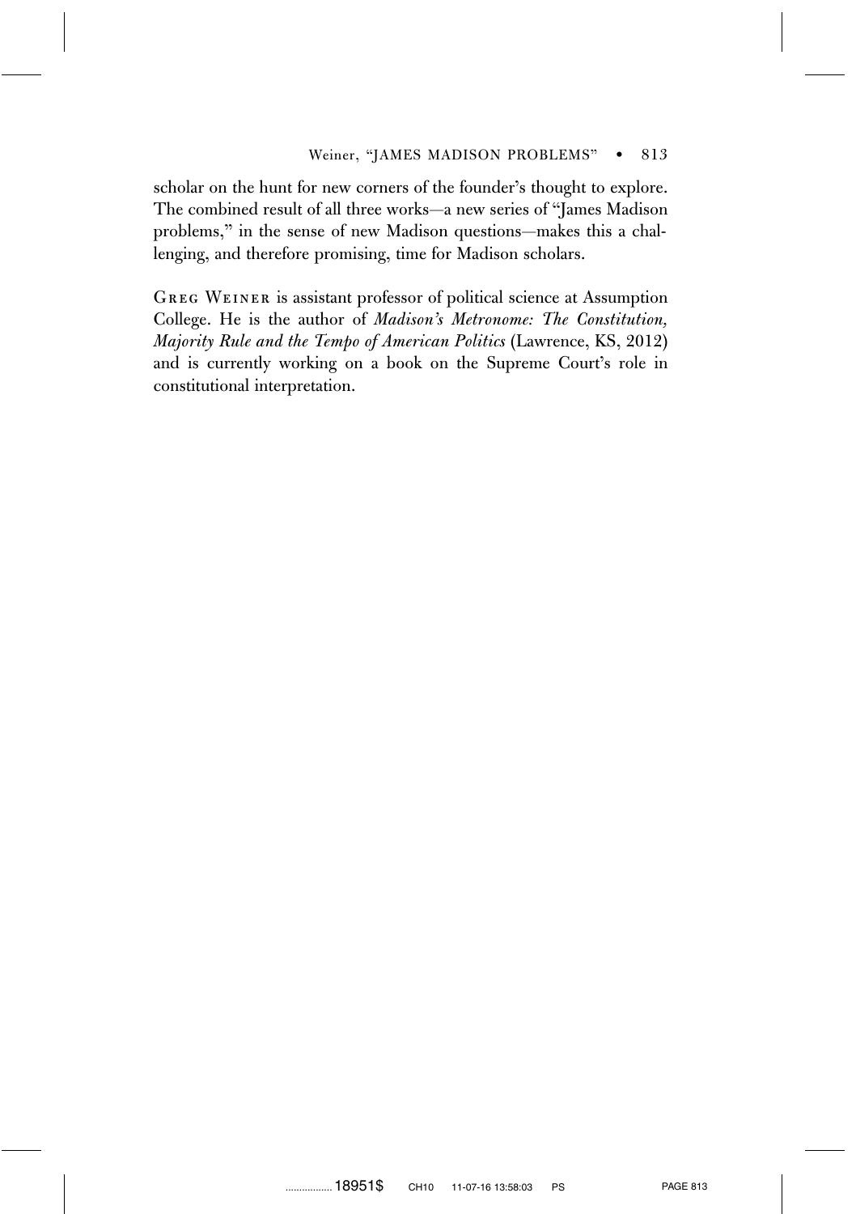scholar on the hunt for new corners of the founder's thought to explore. The combined result of all three works—a new series of "James Madison problems," in the sense of new Madison questions—makes this a challenging, and therefore promising, time for Madison scholars.

GREG WEINER is assistant professor of political science at Assumption College. He is the author of *Madison's Metronome: The Constitution, Majority Rule and the Tempo of American Politics* (Lawrence, KS, 2012) and is currently working on a book on the Supreme Court's role in constitutional interpretation.